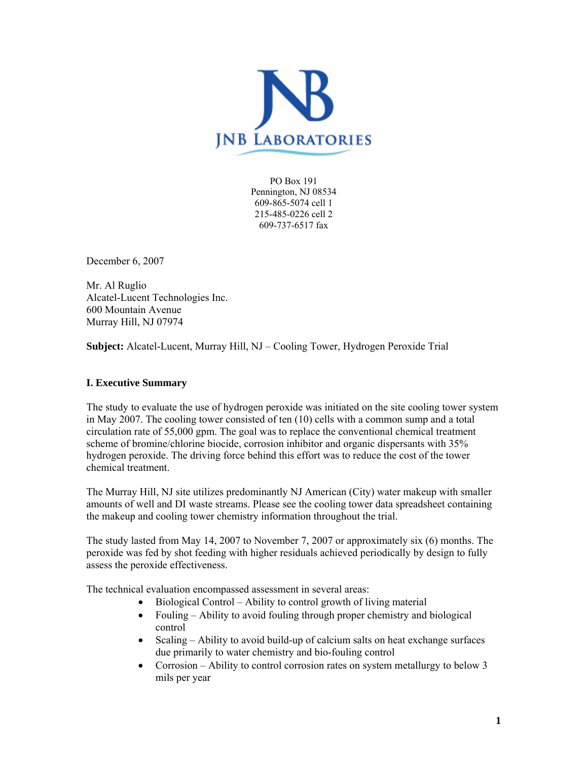JNB LABORATORIES

PO Box 191
Pennington, NJ 08534
609-865-5074 cell 1
215-485-0226 cell 2
609-737-6517 fax

December 6, 2007

Mr. Al Ruglio
Alcatel-Lucent Technologies Inc.
600 Mountain Avenue
Murray Hill, NJ 07974

**Subject:** Alcatel-Lucent, Murray Hill, NJ – Cooling Tower, Hydrogen Peroxide Trial

## I. Executive Summary

The study to evaluate the use of hydrogen peroxide was initiated on the site cooling tower system in May 2007. The cooling tower consisted of ten (10) cells with a common sump and a total circulation rate of 55,000 gpm. The goal was to replace the conventional chemical treatment scheme of bromine/chlorine biocide, corrosion inhibitor and organic dispersants with 35% hydrogen peroxide. The driving force behind this effort was to reduce the cost of the tower chemical treatment.

The Murray Hill, NJ site utilizes predominantly NJ American (City) water makeup with smaller amounts of well and DI waste streams. Please see the cooling tower data spreadsheet containing the makeup and cooling tower chemistry information throughout the trial.

The study lasted from May 14, 2007 to November 7, 2007 or approximately six (6) months. The peroxide was fed by shot feeding with higher residuals achieved periodically by design to fully assess the peroxide effectiveness.

The technical evaluation encompassed assessment in several areas:

- Biological Control – Ability to control growth of living material
- Fouling – Ability to avoid fouling through proper chemistry and biological control
- Scaling – Ability to avoid build-up of calcium salts on heat exchange surfaces due primarily to water chemistry and bio-fouling control
- Corrosion – Ability to control corrosion rates on system metallurgy to below 3 mils per year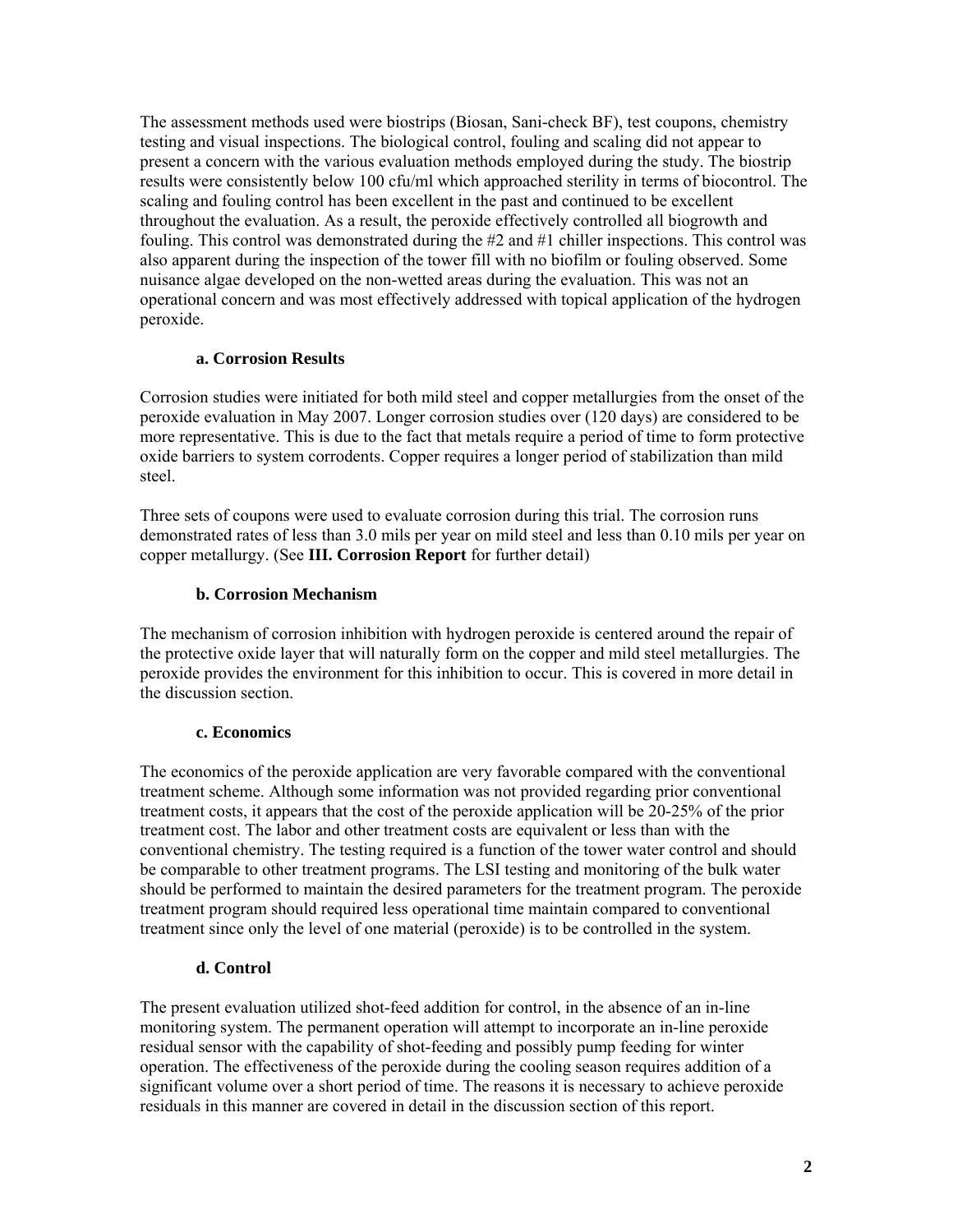The assessment methods used were biostrips (Biosan, Sani-check BF), test coupons, chemistry testing and visual inspections. The biological control, fouling and scaling did not appear to present a concern with the various evaluation methods employed during the study. The biostrip results were consistently below 100 cfu/ml which approached sterility in terms of biocontrol. The scaling and fouling control has been excellent in the past and continued to be excellent throughout the evaluation. As a result, the peroxide effectively controlled all biogrowth and fouling. This control was demonstrated during the #2 and #1 chiller inspections. This control was also apparent during the inspection of the tower fill with no biofilm or fouling observed. Some nuisance algae developed on the non-wetted areas during the evaluation. This was not an operational concern and was most effectively addressed with topical application of the hydrogen peroxide.

### a. Corrosion Results

Corrosion studies were initiated for both mild steel and copper metallurgies from the onset of the peroxide evaluation in May 2007. Longer corrosion studies over (120 days) are considered to be more representative. This is due to the fact that metals require a period of time to form protective oxide barriers to system corrodents. Copper requires a longer period of stabilization than mild steel.

Three sets of coupons were used to evaluate corrosion during this trial. The corrosion runs demonstrated rates of less than 3.0 mils per year on mild steel and less than 0.10 mils per year on copper metallurgy. (See **III. Corrosion Report** for further detail)

### b. Corrosion Mechanism

The mechanism of corrosion inhibition with hydrogen peroxide is centered around the repair of the protective oxide layer that will naturally form on the copper and mild steel metallurgies. The peroxide provides the environment for this inhibition to occur. This is covered in more detail in the discussion section.

### c. Economics

The economics of the peroxide application are very favorable compared with the conventional treatment scheme. Although some information was not provided regarding prior conventional treatment costs, it appears that the cost of the peroxide application will be 20-25% of the prior treatment cost. The labor and other treatment costs are equivalent or less than with the conventional chemistry. The testing required is a function of the tower water control and should be comparable to other treatment programs. The LSI testing and monitoring of the bulk water should be performed to maintain the desired parameters for the treatment program. The peroxide treatment program should required less operational time maintain compared to conventional treatment since only the level of one material (peroxide) is to be controlled in the system.

### d. Control

The present evaluation utilized shot-feed addition for control, in the absence of an in-line monitoring system. The permanent operation will attempt to incorporate an in-line peroxide residual sensor with the capability of shot-feeding and possibly pump feeding for winter operation. The effectiveness of the peroxide during the cooling season requires addition of a significant volume over a short period of time. The reasons it is necessary to achieve peroxide residuals in this manner are covered in detail in the discussion section of this report.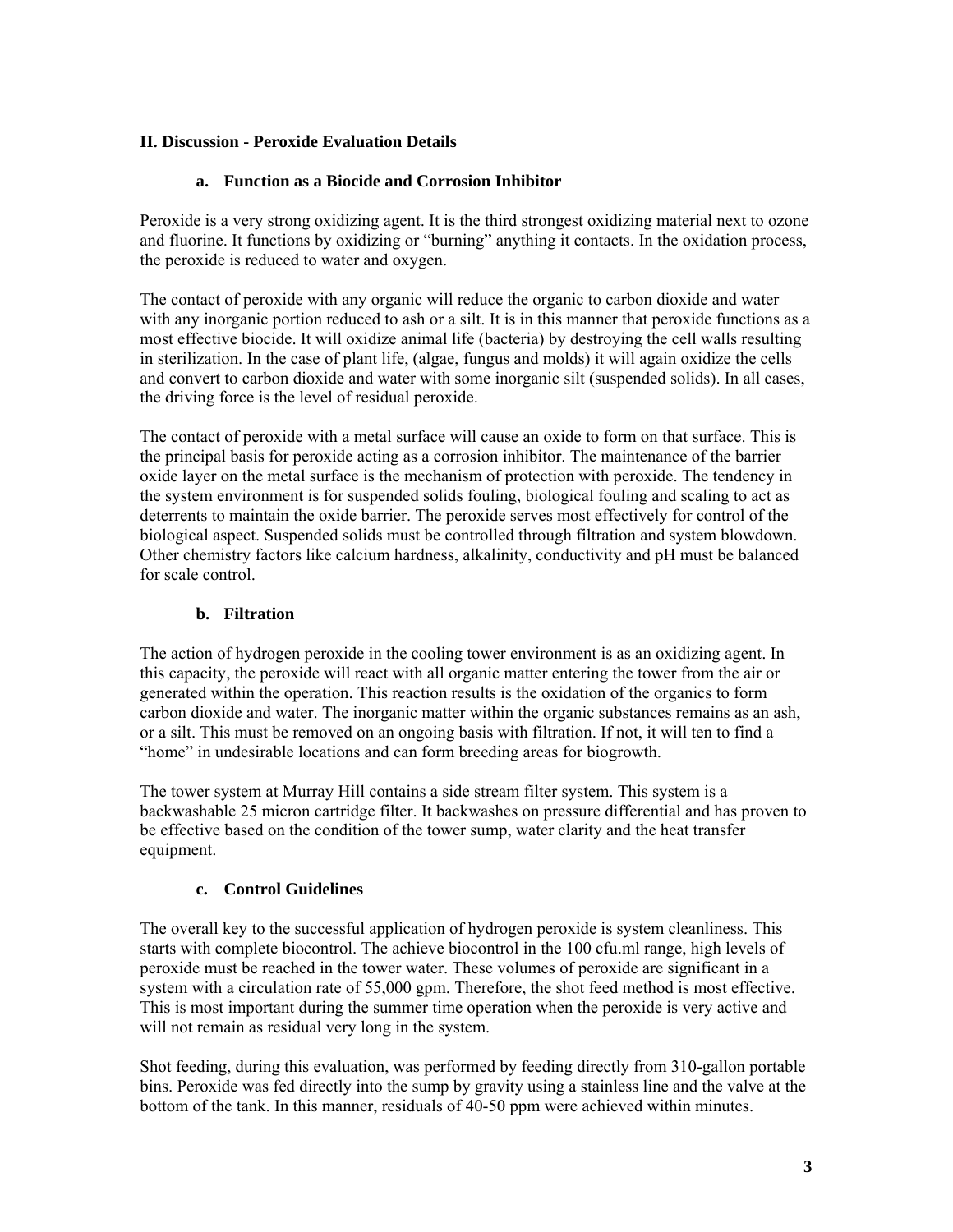## II. Discussion - Peroxide Evaluation Details

### a. Function as a Biocide and Corrosion Inhibitor

Peroxide is a very strong oxidizing agent. It is the third strongest oxidizing material next to ozone and fluorine. It functions by oxidizing or "burning" anything it contacts. In the oxidation process, the peroxide is reduced to water and oxygen.

The contact of peroxide with any organic will reduce the organic to carbon dioxide and water with any inorganic portion reduced to ash or a silt. It is in this manner that peroxide functions as a most effective biocide. It will oxidize animal life (bacteria) by destroying the cell walls resulting in sterilization. In the case of plant life, (algae, fungus and molds) it will again oxidize the cells and convert to carbon dioxide and water with some inorganic silt (suspended solids). In all cases, the driving force is the level of residual peroxide.

The contact of peroxide with a metal surface will cause an oxide to form on that surface. This is the principal basis for peroxide acting as a corrosion inhibitor. The maintenance of the barrier oxide layer on the metal surface is the mechanism of protection with peroxide. The tendency in the system environment is for suspended solids fouling, biological fouling and scaling to act as deterrents to maintain the oxide barrier. The peroxide serves most effectively for control of the biological aspect. Suspended solids must be controlled through filtration and system blowdown. Other chemistry factors like calcium hardness, alkalinity, conductivity and pH must be balanced for scale control.

### b. Filtration

The action of hydrogen peroxide in the cooling tower environment is as an oxidizing agent. In this capacity, the peroxide will react with all organic matter entering the tower from the air or generated within the operation. This reaction results is the oxidation of the organics to form carbon dioxide and water. The inorganic matter within the organic substances remains as an ash, or a silt. This must be removed on an ongoing basis with filtration. If not, it will ten to find a "home" in undesirable locations and can form breeding areas for biogrowth.

The tower system at Murray Hill contains a side stream filter system. This system is a backwashable 25 micron cartridge filter. It backwashes on pressure differential and has proven to be effective based on the condition of the tower sump, water clarity and the heat transfer equipment.

### c. Control Guidelines

The overall key to the successful application of hydrogen peroxide is system cleanliness. This starts with complete biocontrol. The achieve biocontrol in the 100 cfu.ml range, high levels of peroxide must be reached in the tower water. These volumes of peroxide are significant in a system with a circulation rate of 55,000 gpm. Therefore, the shot feed method is most effective. This is most important during the summer time operation when the peroxide is very active and will not remain as residual very long in the system.

Shot feeding, during this evaluation, was performed by feeding directly from 310-gallon portable bins. Peroxide was fed directly into the sump by gravity using a stainless line and the valve at the bottom of the tank. In this manner, residuals of 40-50 ppm were achieved within minutes.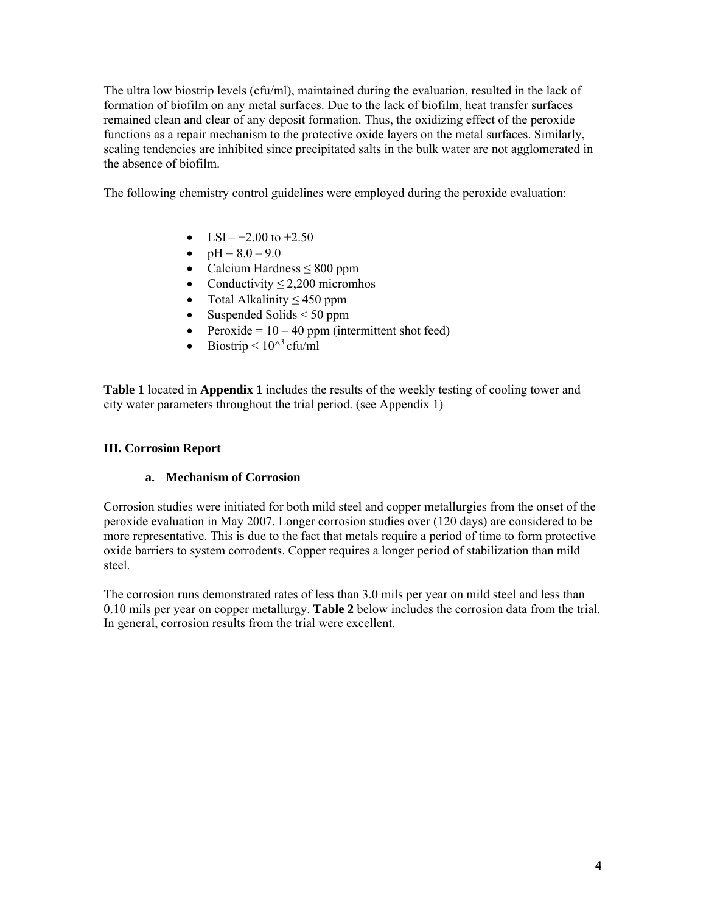The ultra low biostrip levels (cfu/ml), maintained during the evaluation, resulted in the lack of formation of biofilm on any metal surfaces. Due to the lack of biofilm, heat transfer surfaces remained clean and clear of any deposit formation. Thus, the oxidizing effect of the peroxide functions as a repair mechanism to the protective oxide layers on the metal surfaces. Similarly, scaling tendencies are inhibited since precipitated salts in the bulk water are not agglomerated in the absence of biofilm.

The following chemistry control guidelines were employed during the peroxide evaluation:

- LSI = +2.00 to +2.50
- pH = 8.0 – 9.0
- Calcium Hardness ≤ 800 ppm
- Conductivity ≤ 2,200 micromhos
- Total Alkalinity ≤ 450 ppm
- Suspended Solids < 50 ppm
- Peroxide = 10 – 40 ppm (intermittent shot feed)
- Biostrip < $10^{3}$ cfu/ml

**Table 1** located in **Appendix 1** includes the results of the weekly testing of cooling tower and city water parameters throughout the trial period. (see Appendix 1)

### III. Corrosion Report

#### a. Mechanism of Corrosion

Corrosion studies were initiated for both mild steel and copper metallurgies from the onset of the peroxide evaluation in May 2007. Longer corrosion studies over (120 days) are considered to be more representative. This is due to the fact that metals require a period of time to form protective oxide barriers to system corrodents. Copper requires a longer period of stabilization than mild steel.

The corrosion runs demonstrated rates of less than 3.0 mils per year on mild steel and less than 0.10 mils per year on copper metallurgy. **Table 2** below includes the corrosion data from the trial. In general, corrosion results from the trial were excellent.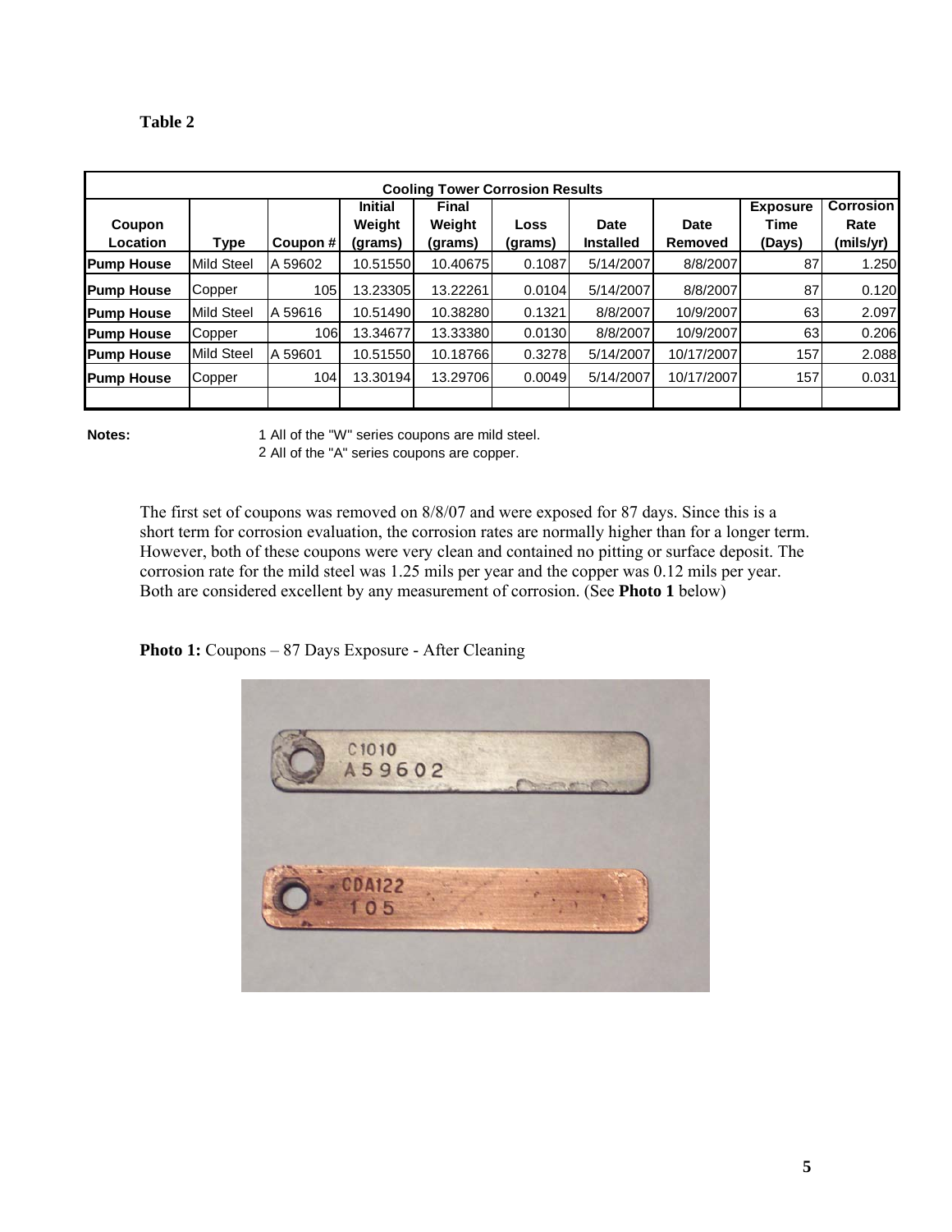**Table 2**

| Cooling Tower Corrosion Results | | | | | | | | | |
|---|---|---|---|---|---|---|---|---|---|
| Coupon Location | Type | Coupon # | Initial Weight (grams) | Final Weight (grams) | Loss (grams) | Date Installed | Date Removed | Exposure Time (Days) | Corrosion Rate (mils/yr) |
| **Pump House** | Mild Steel | A 59602 | 10.51550 | 10.40675 | 0.1087 | 5/14/2007 | 8/8/2007 | 87 | 1.250 |
| **Pump House** | Copper | 105 | 13.23305 | 13.22261 | 0.0104 | 5/14/2007 | 8/8/2007 | 87 | 0.120 |
| **Pump House** | Mild Steel | A 59616 | 10.51490 | 10.38280 | 0.1321 | 8/8/2007 | 10/9/2007 | 63 | 2.097 |
| **Pump House** | Copper | 106 | 13.34677 | 13.33380 | 0.0130 | 8/8/2007 | 10/9/2007 | 63 | 0.206 |
| **Pump House** | Mild Steel | A 59601 | 10.51550 | 10.18766 | 0.3278 | 5/14/2007 | 10/17/2007 | 157 | 2.088 |
| **Pump House** | Copper | 104 | 13.30194 | 13.29706 | 0.0049 | 5/14/2007 | 10/17/2007 | 157 | 0.031 |
| | | | | | | | | | |

**Notes:**
1 All of the "W" series coupons are mild steel.
2 All of the "A" series coupons are copper.

The first set of coupons was removed on 8/8/07 and were exposed for 87 days. Since this is a short term for corrosion evaluation, the corrosion rates are normally higher than for a longer term. However, both of these coupons were very clean and contained no pitting or surface deposit. The corrosion rate for the mild steel was 1.25 mils per year and the copper was 0.12 mils per year. Both are considered excellent by any measurement of corrosion. (See **Photo 1** below)

**Photo 1:** Coupons – 87 Days Exposure - After Cleaning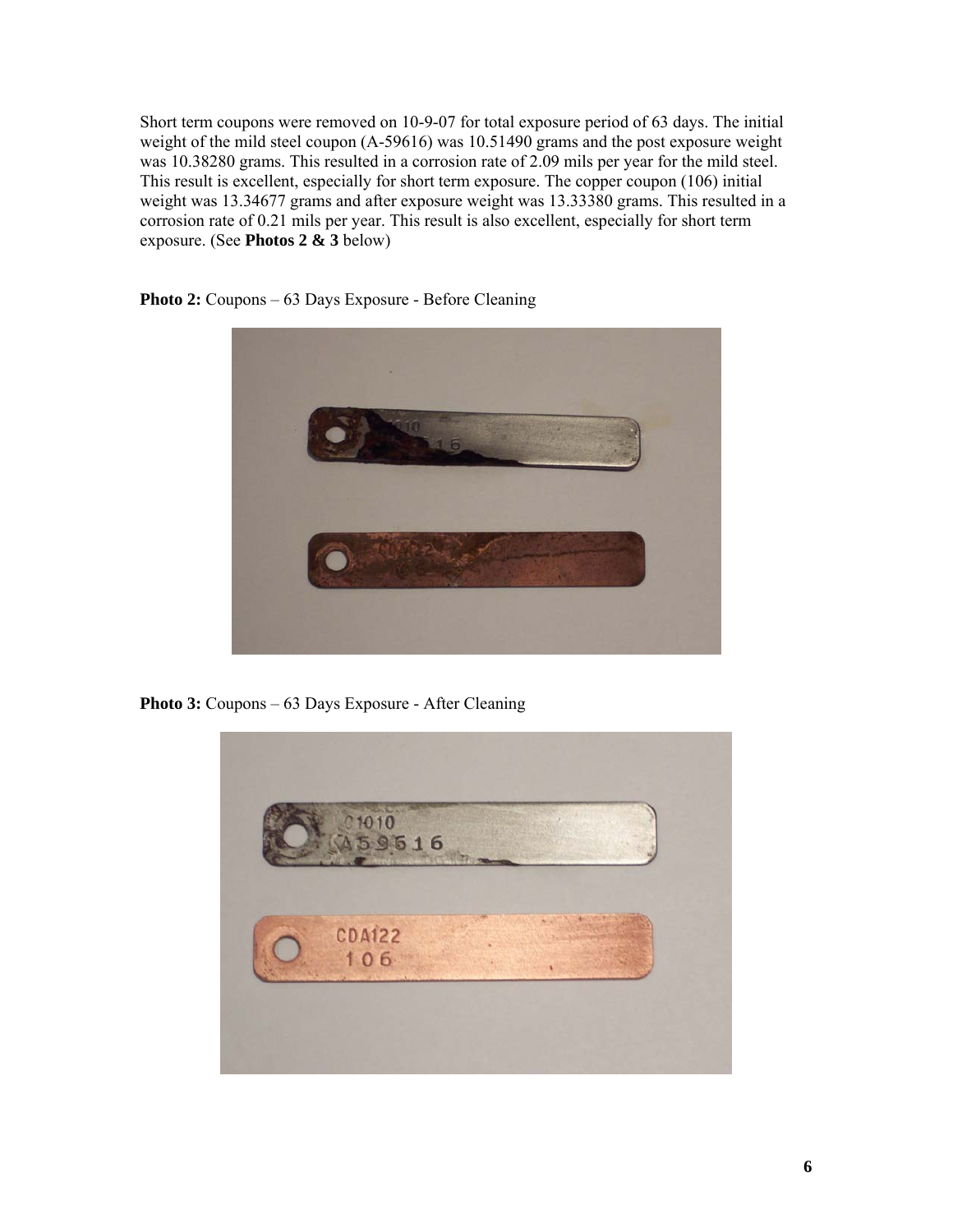Short term coupons were removed on 10-9-07 for total exposure period of 63 days. The initial weight of the mild steel coupon (A-59616) was 10.51490 grams and the post exposure weight was 10.38280 grams. This resulted in a corrosion rate of 2.09 mils per year for the mild steel. This result is excellent, especially for short term exposure. The copper coupon (106) initial weight was 13.34677 grams and after exposure weight was 13.33380 grams. This resulted in a corrosion rate of 0.21 mils per year. This result is also excellent, especially for short term exposure. (See **Photos 2 & 3** below)

**Photo 2:** Coupons – 63 Days Exposure - Before Cleaning

**Photo 3:** Coupons – 63 Days Exposure - After Cleaning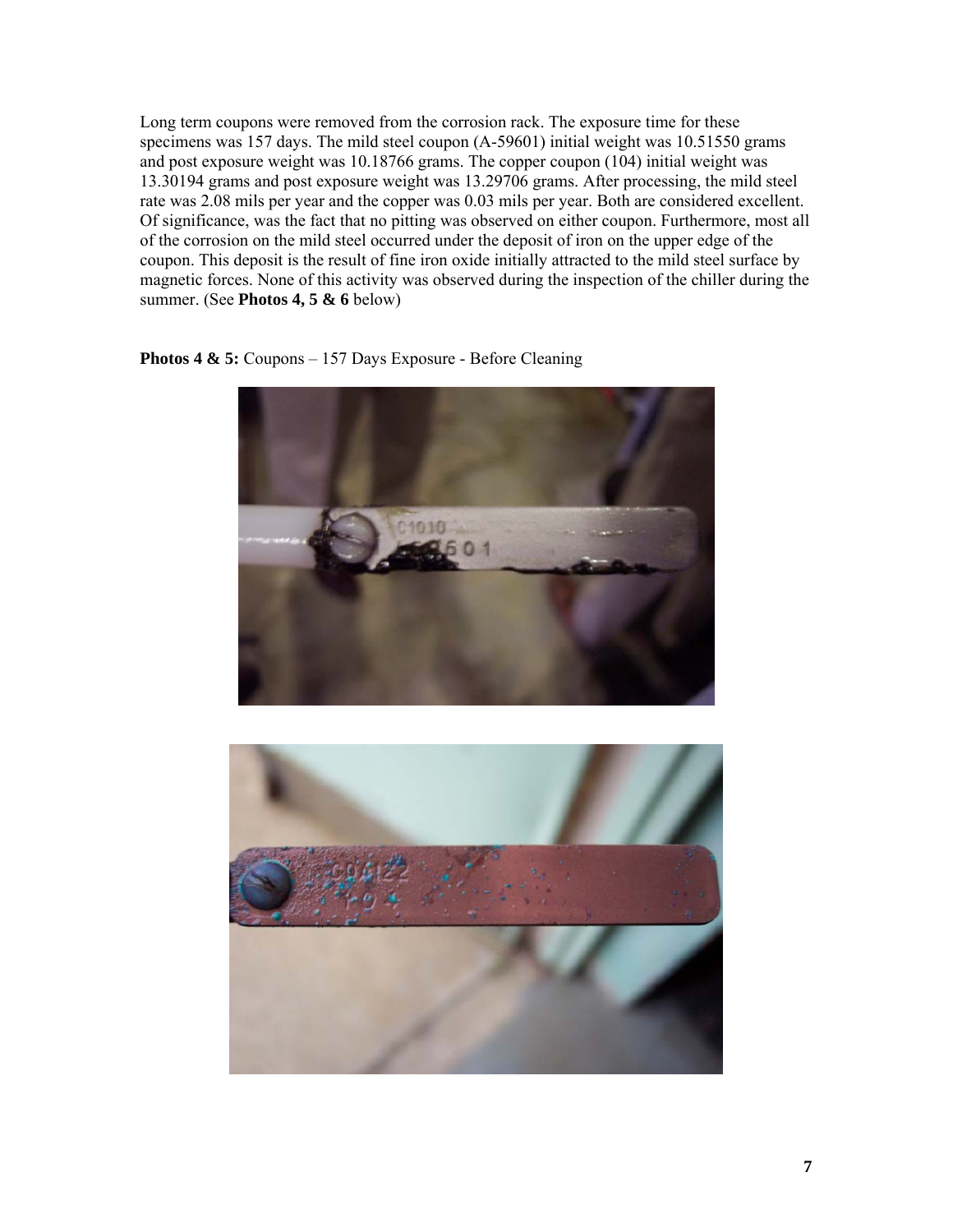Long term coupons were removed from the corrosion rack. The exposure time for these specimens was 157 days. The mild steel coupon (A-59601) initial weight was 10.51550 grams and post exposure weight was 10.18766 grams. The copper coupon (104) initial weight was 13.30194 grams and post exposure weight was 13.29706 grams. After processing, the mild steel rate was 2.08 mils per year and the copper was 0.03 mils per year. Both are considered excellent. Of significance, was the fact that no pitting was observed on either coupon. Furthermore, most all of the corrosion on the mild steel occurred under the deposit of iron on the upper edge of the coupon. This deposit is the result of fine iron oxide initially attracted to the mild steel surface by magnetic forces. None of this activity was observed during the inspection of the chiller during the summer. (See **Photos 4, 5 & 6** below)

**Photos 4 & 5:** Coupons – 157 Days Exposure - Before Cleaning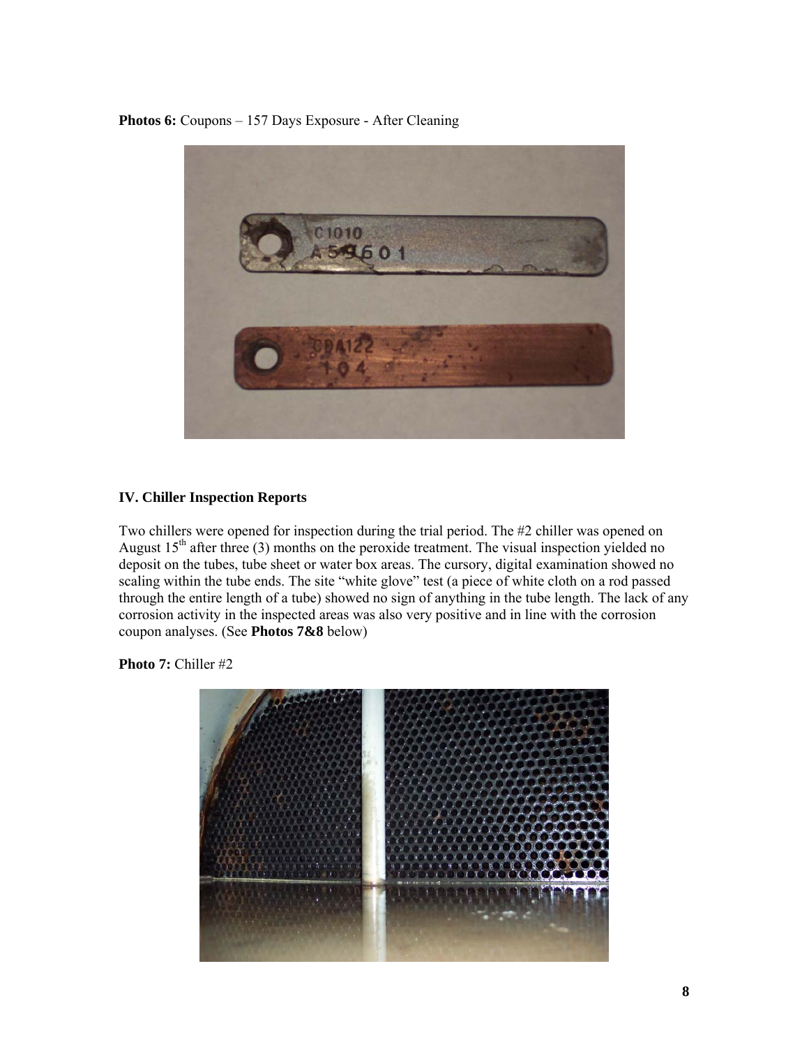**Photos 6:** Coupons – 157 Days Exposure - After Cleaning

## IV. Chiller Inspection Reports

Two chillers were opened for inspection during the trial period. The #2 chiller was opened on August 15th after three (3) months on the peroxide treatment. The visual inspection yielded no deposit on the tubes, tube sheet or water box areas. The cursory, digital examination showed no scaling within the tube ends. The site "white glove" test (a piece of white cloth on a rod passed through the entire length of a tube) showed no sign of anything in the tube length. The lack of any corrosion activity in the inspected areas was also very positive and in line with the corrosion coupon analyses. (See **Photos 7&8** below)

**Photo 7:** Chiller #2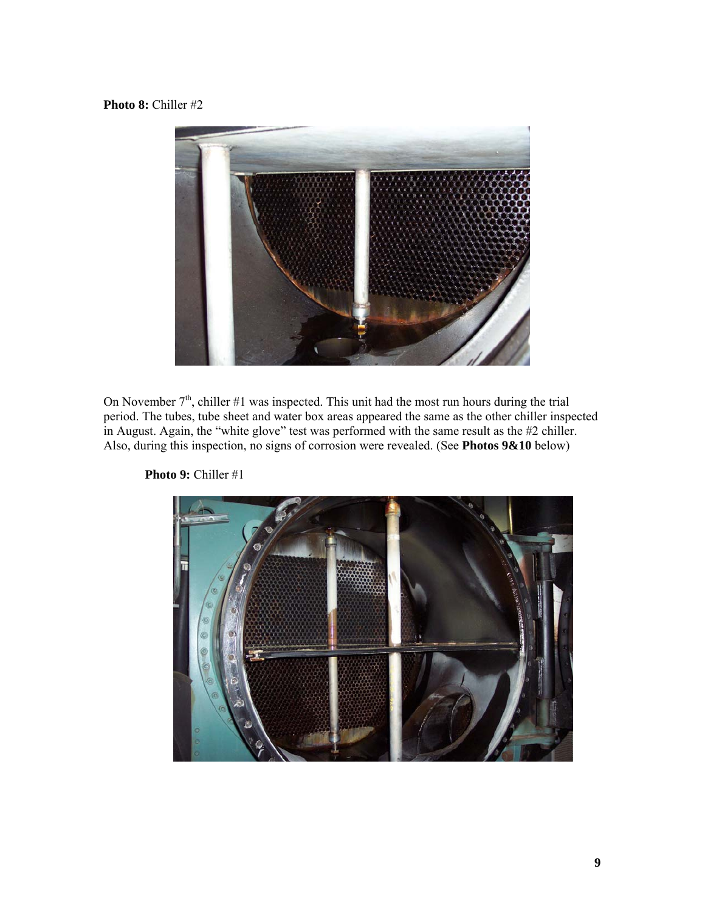**Photo 8:** Chiller #2

On November 7th, chiller #1 was inspected. This unit had the most run hours during the trial period. The tubes, tube sheet and water box areas appeared the same as the other chiller inspected in August. Again, the "white glove" test was performed with the same result as the #2 chiller. Also, during this inspection, no signs of corrosion were revealed. (See **Photos 9&10** below)

**Photo 9:** Chiller #1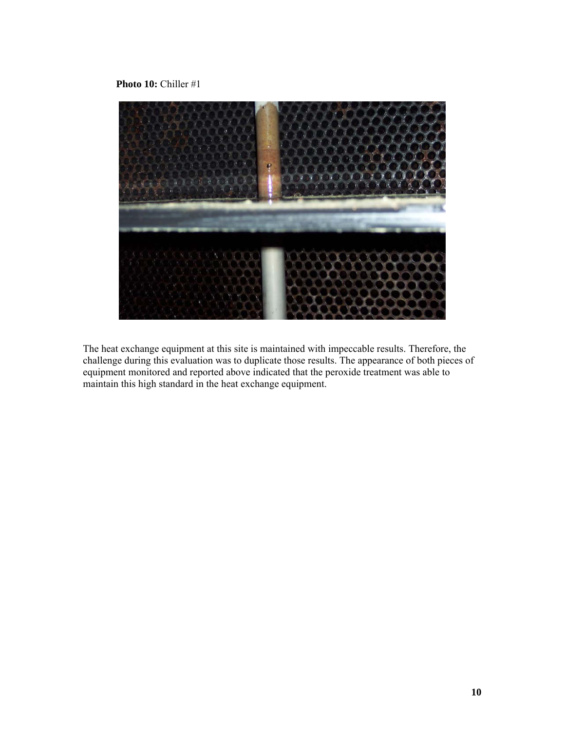**Photo 10:** Chiller #1

The heat exchange equipment at this site is maintained with impeccable results. Therefore, the challenge during this evaluation was to duplicate those results. The appearance of both pieces of equipment monitored and reported above indicated that the peroxide treatment was able to maintain this high standard in the heat exchange equipment.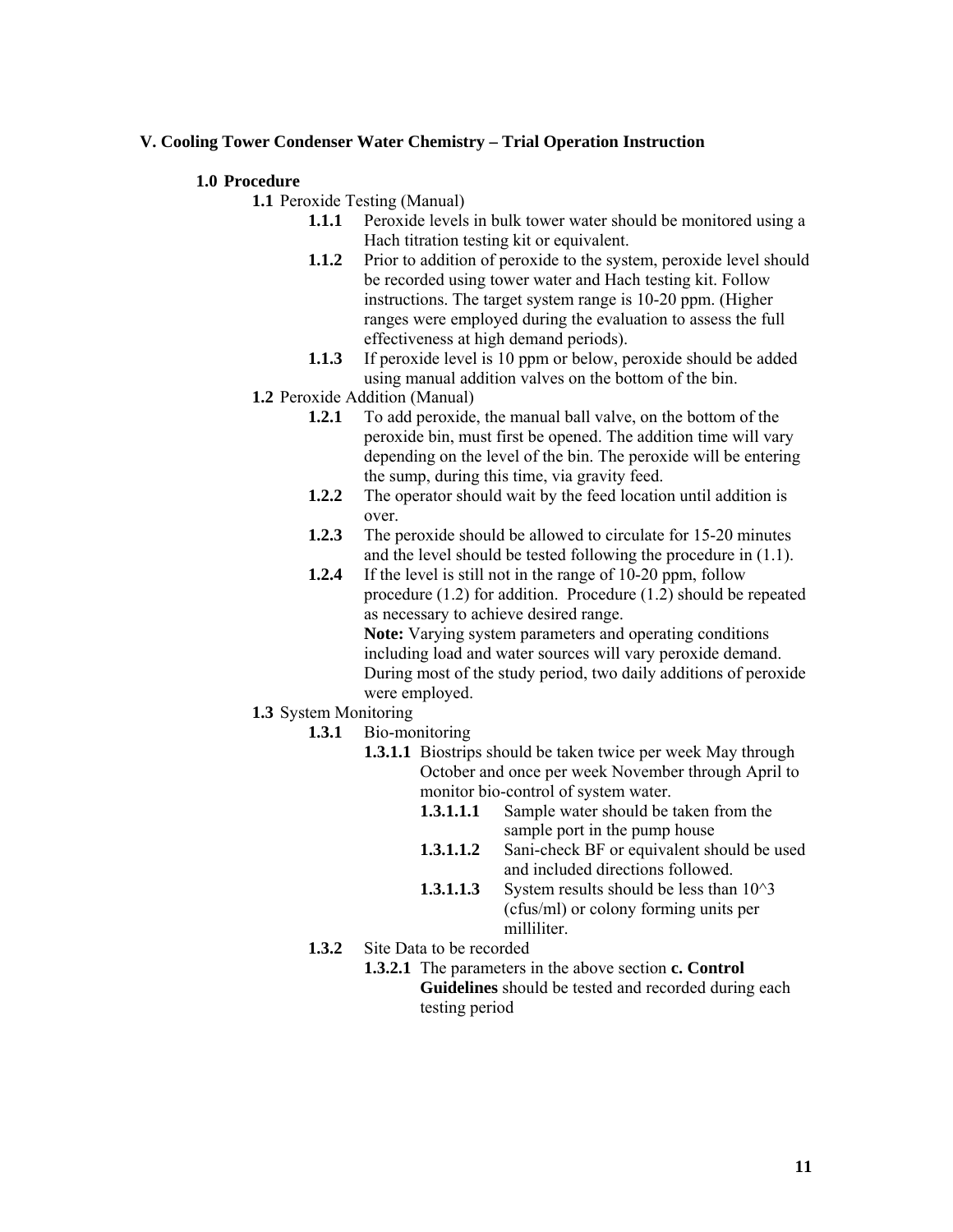## V. Cooling Tower Condenser Water Chemistry – Trial Operation Instruction

### 1.0 Procedure

**1.1** Peroxide Testing (Manual)

- **1.1.1** Peroxide levels in bulk tower water should be monitored using a Hach titration testing kit or equivalent.
- **1.1.2** Prior to addition of peroxide to the system, peroxide level should be recorded using tower water and Hach testing kit. Follow instructions. The target system range is 10-20 ppm. (Higher ranges were employed during the evaluation to assess the full effectiveness at high demand periods).
- **1.1.3** If peroxide level is 10 ppm or below, peroxide should be added using manual addition valves on the bottom of the bin.

**1.2** Peroxide Addition (Manual)

- **1.2.1** To add peroxide, the manual ball valve, on the bottom of the peroxide bin, must first be opened. The addition time will vary depending on the level of the bin. The peroxide will be entering the sump, during this time, via gravity feed.
- **1.2.2** The operator should wait by the feed location until addition is over.
- **1.2.3** The peroxide should be allowed to circulate for 15-20 minutes and the level should be tested following the procedure in (1.1).
- **1.2.4** If the level is still not in the range of 10-20 ppm, follow procedure (1.2) for addition. Procedure (1.2) should be repeated as necessary to achieve desired range.
  **Note:** Varying system parameters and operating conditions including load and water sources will vary peroxide demand. During most of the study period, two daily additions of peroxide were employed.

**1.3** System Monitoring

- **1.3.1** Bio-monitoring
  - **1.3.1.1** Biostrips should be taken twice per week May through October and once per week November through April to monitor bio-control of system water.
    - **1.3.1.1.1** Sample water should be taken from the sample port in the pump house
    - **1.3.1.1.2** Sani-check BF or equivalent should be used and included directions followed.
    - **1.3.1.1.3** System results should be less than $10^3$ (cfus/ml) or colony forming units per milliliter.
- **1.3.2** Site Data to be recorded
  - **1.3.2.1** The parameters in the above section **c. Control Guidelines** should be tested and recorded during each testing period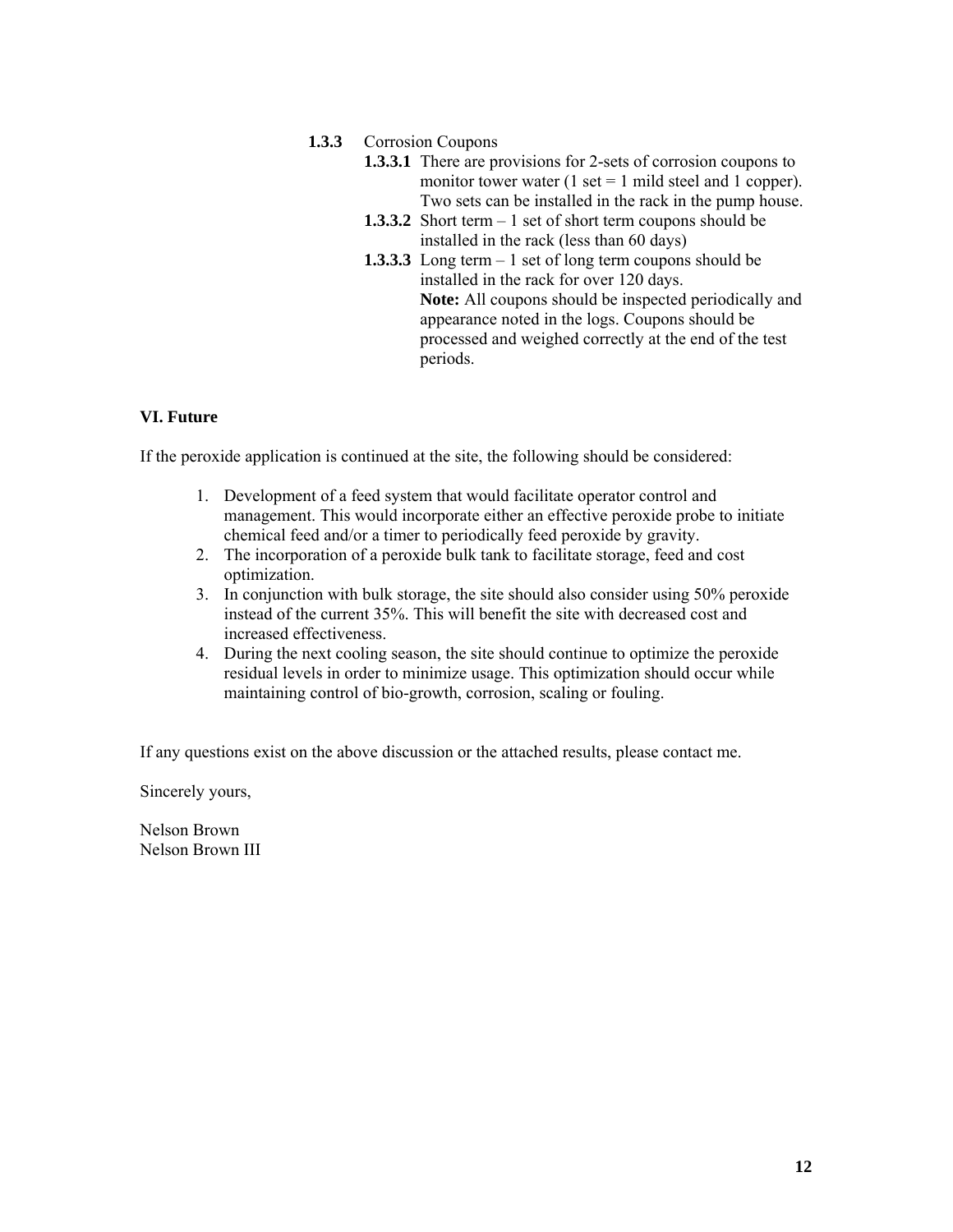**1.3.3** Corrosion Coupons

- **1.3.3.1** There are provisions for 2-sets of corrosion coupons to monitor tower water (1 set = 1 mild steel and 1 copper). Two sets can be installed in the rack in the pump house.
- **1.3.3.2** Short term – 1 set of short term coupons should be installed in the rack (less than 60 days)
- **1.3.3.3** Long term – 1 set of long term coupons should be installed in the rack for over 120 days.
  **Note:** All coupons should be inspected periodically and appearance noted in the logs. Coupons should be processed and weighed correctly at the end of the test periods.

## VI. Future

If the peroxide application is continued at the site, the following should be considered:

1. Development of a feed system that would facilitate operator control and management. This would incorporate either an effective peroxide probe to initiate chemical feed and/or a timer to periodically feed peroxide by gravity.
2. The incorporation of a peroxide bulk tank to facilitate storage, feed and cost optimization.
3. In conjunction with bulk storage, the site should also consider using 50% peroxide instead of the current 35%. This will benefit the site with decreased cost and increased effectiveness.
4. During the next cooling season, the site should continue to optimize the peroxide residual levels in order to minimize usage. This optimization should occur while maintaining control of bio-growth, corrosion, scaling or fouling.

If any questions exist on the above discussion or the attached results, please contact me.

Sincerely yours,

Nelson Brown
Nelson Brown III